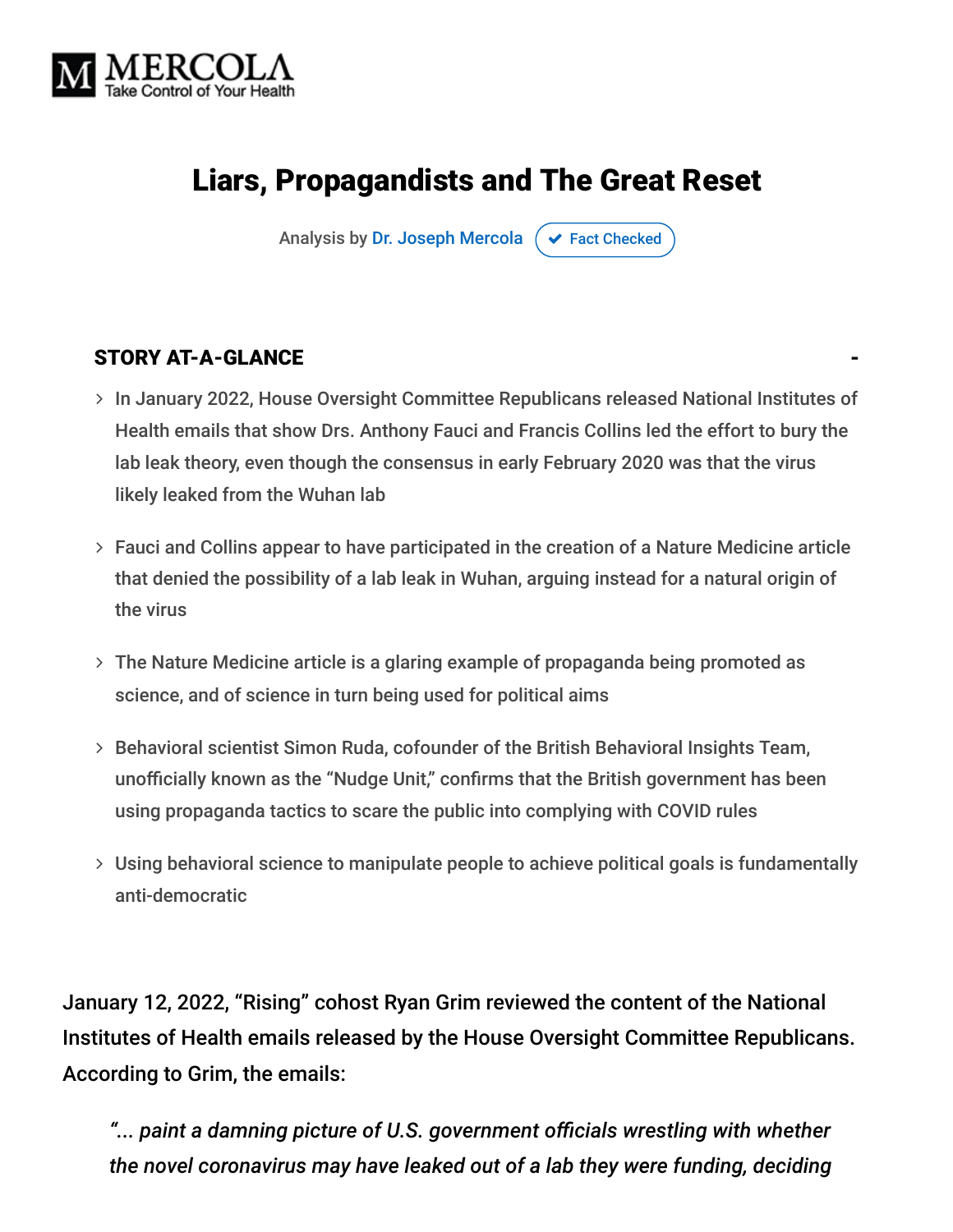MERCOLA
Take Control of Your Health

# Liars, Propagandists and The Great Reset

Analysis by Dr. Joseph Mercola ✔ Fact Checked

## STORY AT-A-GLANCE

- In January 2022, House Oversight Committee Republicans released National Institutes of Health emails that show Drs. Anthony Fauci and Francis Collins led the effort to bury the lab leak theory, even though the consensus in early February 2020 was that the virus likely leaked from the Wuhan lab
- Fauci and Collins appear to have participated in the creation of a Nature Medicine article that denied the possibility of a lab leak in Wuhan, arguing instead for a natural origin of the virus
- The Nature Medicine article is a glaring example of propaganda being promoted as science, and of science in turn being used for political aims
- Behavioral scientist Simon Ruda, cofounder of the British Behavioral Insights Team, unofficially known as the "Nudge Unit," confirms that the British government has been using propaganda tactics to scare the public into complying with COVID rules
- Using behavioral science to manipulate people to achieve political goals is fundamentally anti-democratic

January 12, 2022, "Rising" cohost Ryan Grim reviewed the content of the National Institutes of Health emails released by the House Oversight Committee Republicans. According to Grim, the emails:

> *"... paint a damning picture of U.S. government officials wrestling with whether the novel coronavirus may have leaked out of a lab they were funding, deciding*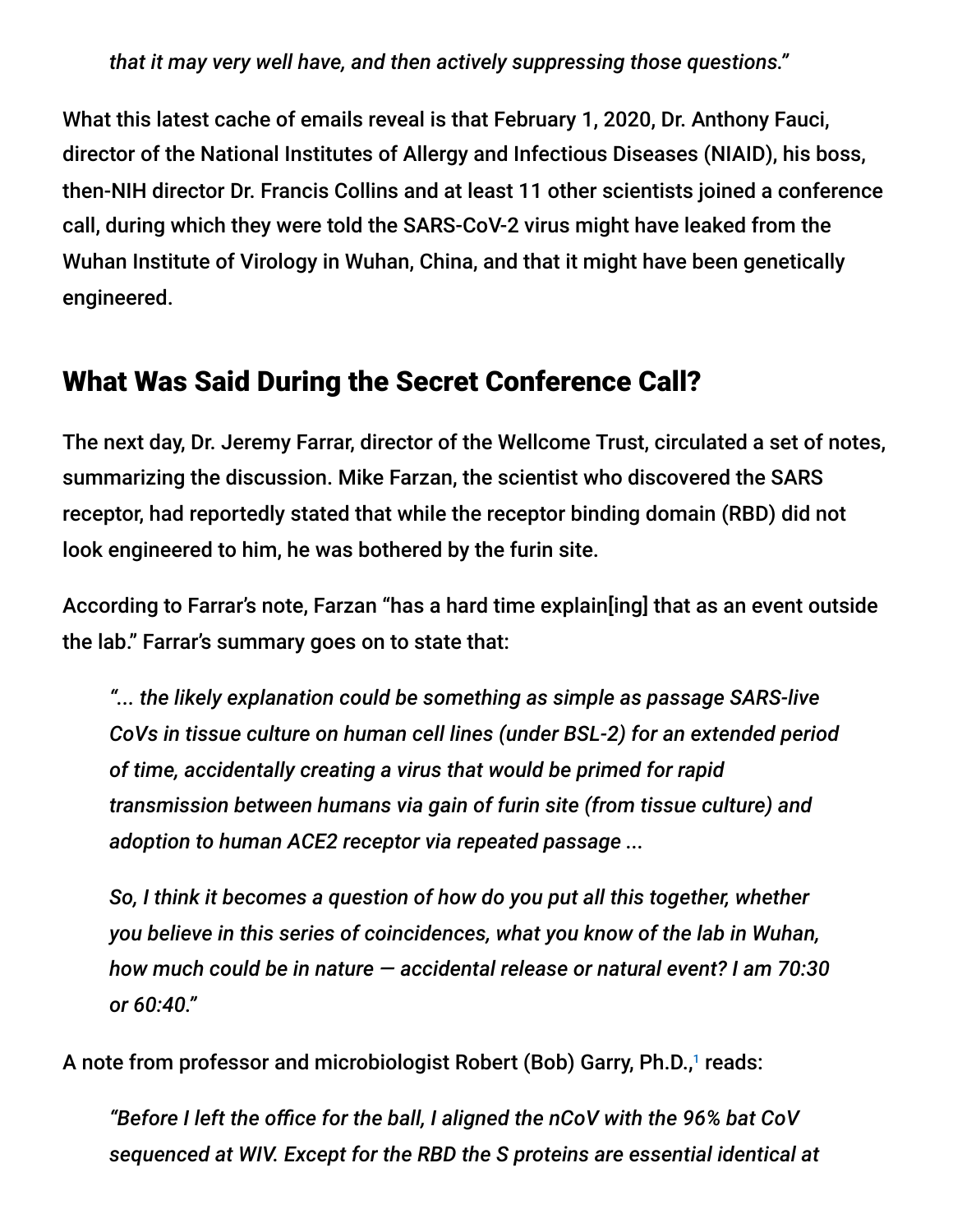> *that it may very well have, and then actively suppressing those questions."*

What this latest cache of emails reveal is that February 1, 2020, Dr. Anthony Fauci, director of the National Institutes of Allergy and Infectious Diseases (NIAID), his boss, then-NIH director Dr. Francis Collins and at least 11 other scientists joined a conference call, during which they were told the SARS-CoV-2 virus might have leaked from the Wuhan Institute of Virology in Wuhan, China, and that it might have been genetically engineered.

## What Was Said During the Secret Conference Call?

The next day, Dr. Jeremy Farrar, director of the Wellcome Trust, circulated a set of notes, summarizing the discussion. Mike Farzan, the scientist who discovered the SARS receptor, had reportedly stated that while the receptor binding domain (RBD) did not look engineered to him, he was bothered by the furin site.

According to Farrar's note, Farzan "has a hard time explain[ing] that as an event outside the lab." Farrar's summary goes on to state that:

> *"... the likely explanation could be something as simple as passage SARS-live CoVs in tissue culture on human cell lines (under BSL-2) for an extended period of time, accidentally creating a virus that would be primed for rapid transmission between humans via gain of furin site (from tissue culture) and adoption to human ACE2 receptor via repeated passage ...*
>
> *So, I think it becomes a question of how do you put all this together, whether you believe in this series of coincidences, what you know of the lab in Wuhan, how much could be in nature — accidental release or natural event? I am 70:30 or 60:40."*

A note from professor and microbiologist Robert (Bob) Garry, Ph.D.,[1] reads:

> *"Before I left the office for the ball, I aligned the nCoV with the 96% bat CoV sequenced at WIV. Except for the RBD the S proteins are essential identical at*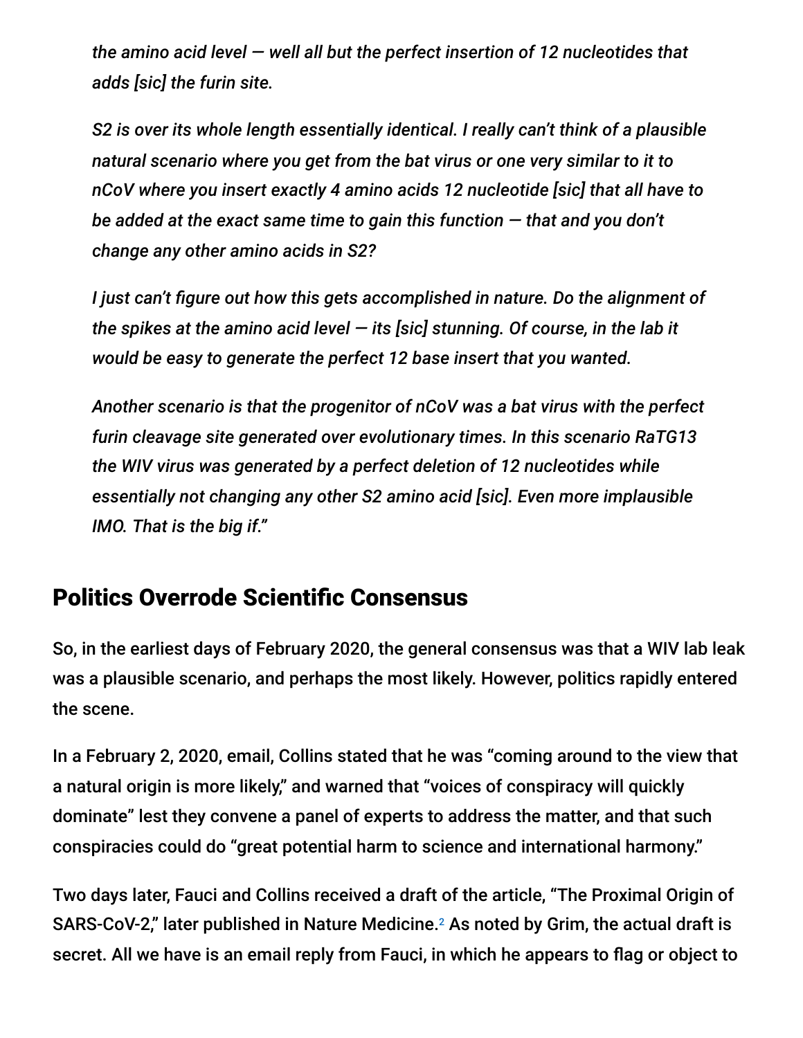*the amino acid level — well all but the perfect insertion of 12 nucleotides that adds [sic] the furin site.*

*S2 is over its whole length essentially identical. I really can't think of a plausible natural scenario where you get from the bat virus or one very similar to it to nCoV where you insert exactly 4 amino acids 12 nucleotide [sic] that all have to be added at the exact same time to gain this function — that and you don't change any other amino acids in S2?*

*I just can't figure out how this gets accomplished in nature. Do the alignment of the spikes at the amino acid level — its [sic] stunning. Of course, in the lab it would be easy to generate the perfect 12 base insert that you wanted.*

*Another scenario is that the progenitor of nCoV was a bat virus with the perfect furin cleavage site generated over evolutionary times. In this scenario RaTG13 the WIV virus was generated by a perfect deletion of 12 nucleotides while essentially not changing any other S2 amino acid [sic]. Even more implausible IMO. That is the big if."*

## Politics Overrode Scientific Consensus

So, in the earliest days of February 2020, the general consensus was that a WIV lab leak was a plausible scenario, and perhaps the most likely. However, politics rapidly entered the scene.

In a February 2, 2020, email, Collins stated that he was "coming around to the view that a natural origin is more likely," and warned that "voices of conspiracy will quickly dominate" lest they convene a panel of experts to address the matter, and that such conspiracies could do "great potential harm to science and international harmony."

Two days later, Fauci and Collins received a draft of the article, "The Proximal Origin of SARS-CoV-2," later published in Nature Medicine.[2] As noted by Grim, the actual draft is secret. All we have is an email reply from Fauci, in which he appears to flag or object to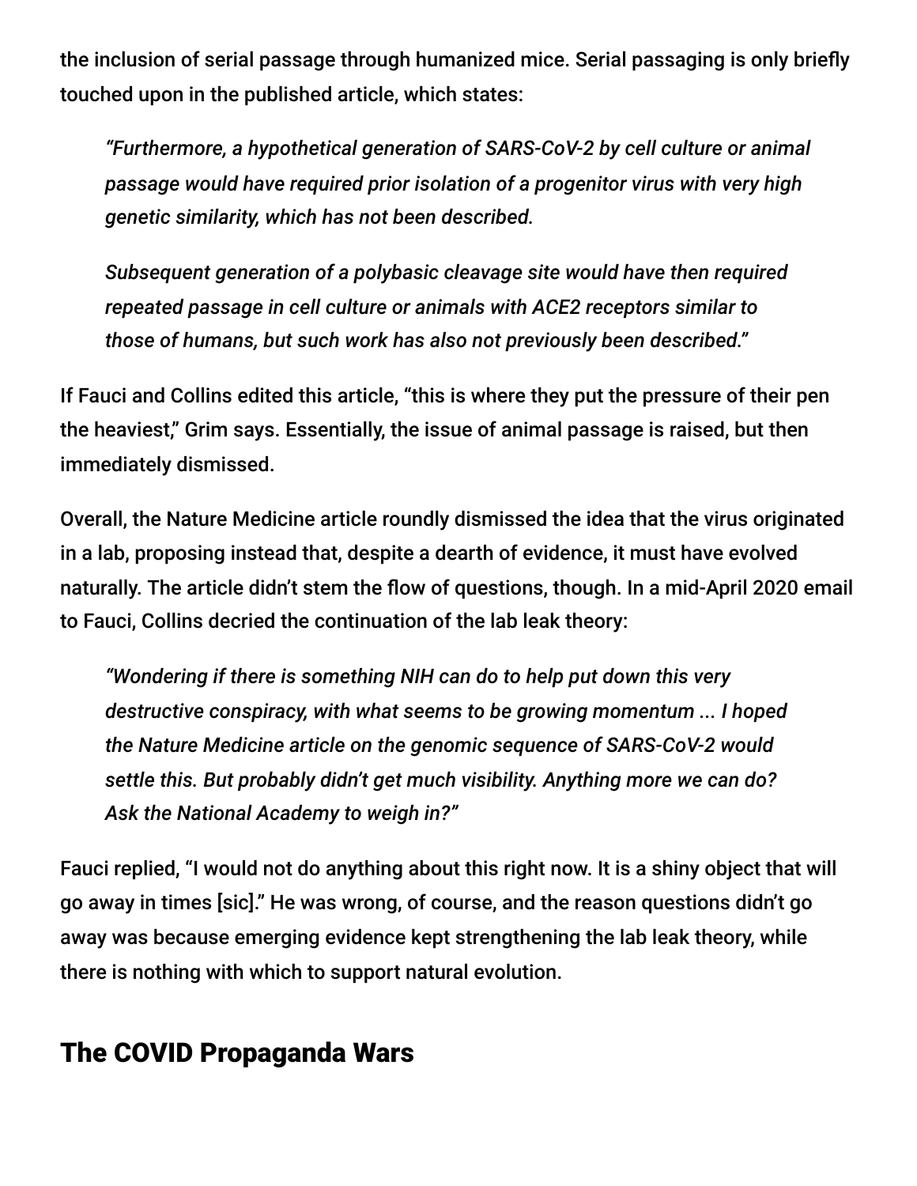the inclusion of serial passage through humanized mice. Serial passaging is only briefly touched upon in the published article, which states:

> *"Furthermore, a hypothetical generation of SARS-CoV-2 by cell culture or animal passage would have required prior isolation of a progenitor virus with very high genetic similarity, which has not been described.*
>
> *Subsequent generation of a polybasic cleavage site would have then required repeated passage in cell culture or animals with ACE2 receptors similar to those of humans, but such work has also not previously been described."*

If Fauci and Collins edited this article, "this is where they put the pressure of their pen the heaviest," Grim says. Essentially, the issue of animal passage is raised, but then immediately dismissed.

Overall, the Nature Medicine article roundly dismissed the idea that the virus originated in a lab, proposing instead that, despite a dearth of evidence, it must have evolved naturally. The article didn't stem the flow of questions, though. In a mid-April 2020 email to Fauci, Collins decried the continuation of the lab leak theory:

> *"Wondering if there is something NIH can do to help put down this very destructive conspiracy, with what seems to be growing momentum ... I hoped the Nature Medicine article on the genomic sequence of SARS-CoV-2 would settle this. But probably didn't get much visibility. Anything more we can do? Ask the National Academy to weigh in?"*

Fauci replied, "I would not do anything about this right now. It is a shiny object that will go away in times [sic]." He was wrong, of course, and the reason questions didn't go away was because emerging evidence kept strengthening the lab leak theory, while there is nothing with which to support natural evolution.

## The COVID Propaganda Wars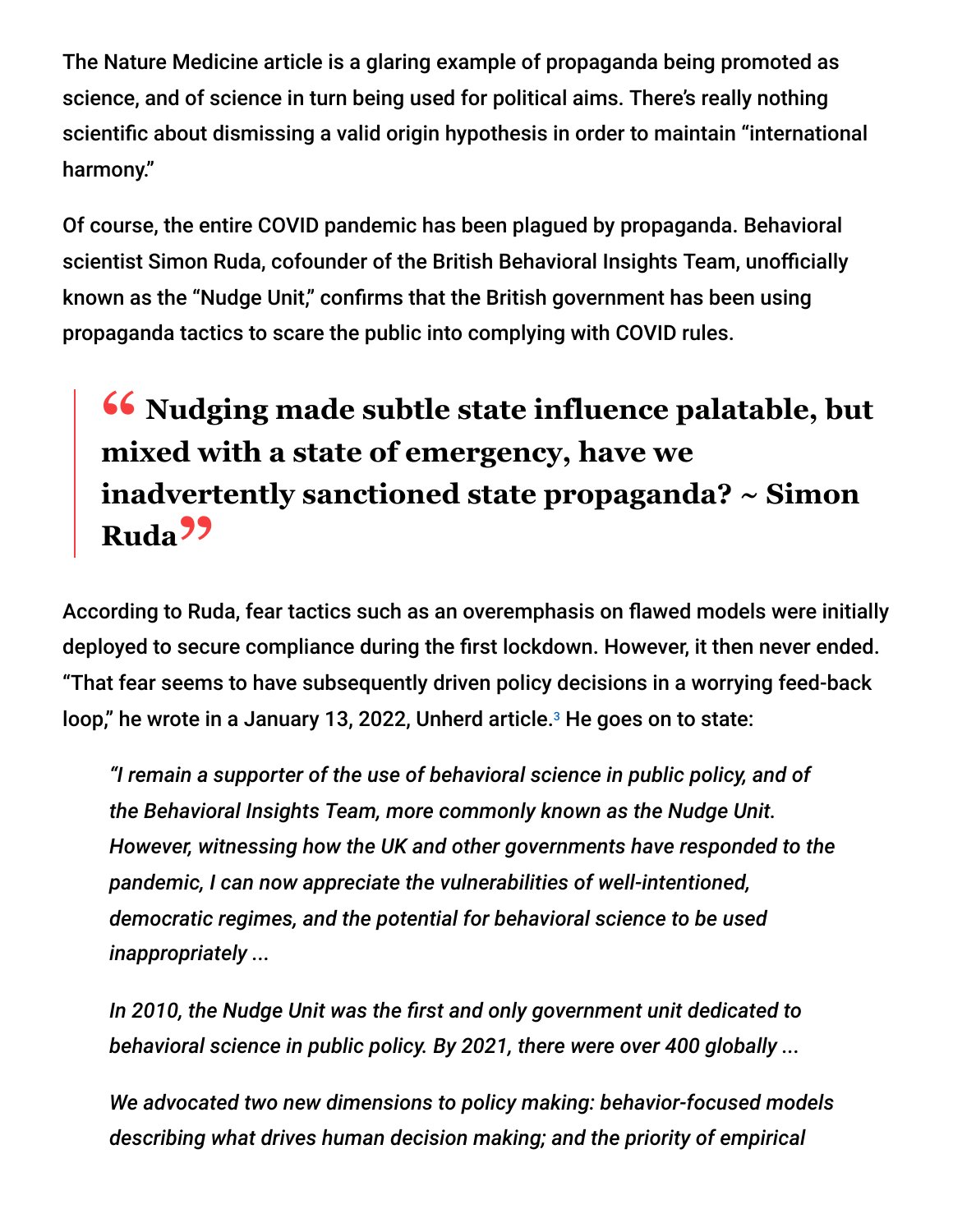The Nature Medicine article is a glaring example of propaganda being promoted as science, and of science in turn being used for political aims. There's really nothing scientific about dismissing a valid origin hypothesis in order to maintain "international harmony."

Of course, the entire COVID pandemic has been plagued by propaganda. Behavioral scientist Simon Ruda, cofounder of the British Behavioral Insights Team, unofficially known as the "Nudge Unit," confirms that the British government has been using propaganda tactics to scare the public into complying with COVID rules.

> **"Nudging made subtle state influence palatable, but mixed with a state of emergency, have we inadvertently sanctioned state propaganda? ~ Simon Ruda"**

According to Ruda, fear tactics such as an overemphasis on flawed models were initially deployed to secure compliance during the first lockdown. However, it then never ended. "That fear seems to have subsequently driven policy decisions in a worrying feed-back loop," he wrote in a January 13, 2022, Unherd article.[3] He goes on to state:

> *"I remain a supporter of the use of behavioral science in public policy, and of the Behavioral Insights Team, more commonly known as the Nudge Unit. However, witnessing how the UK and other governments have responded to the pandemic, I can now appreciate the vulnerabilities of well-intentioned, democratic regimes, and the potential for behavioral science to be used inappropriately ...*
>
> *In 2010, the Nudge Unit was the first and only government unit dedicated to behavioral science in public policy. By 2021, there were over 400 globally ...*
>
> *We advocated two new dimensions to policy making: behavior-focused models describing what drives human decision making; and the priority of empirical*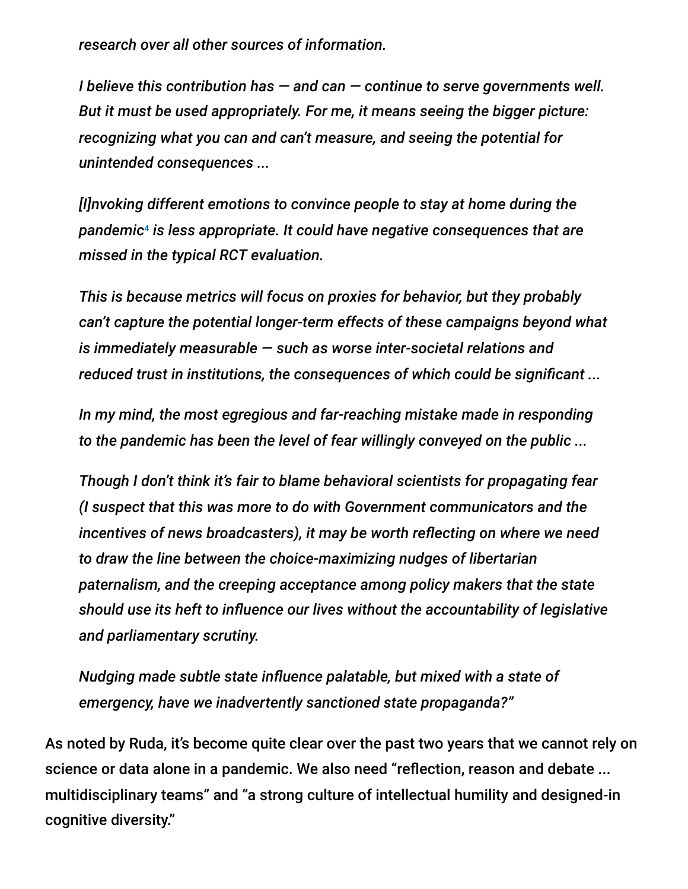> *research over all other sources of information.*
>
> *I believe this contribution has — and can — continue to serve governments well. But it must be used appropriately. For me, it means seeing the bigger picture: recognizing what you can and can't measure, and seeing the potential for unintended consequences ...*
>
> *[I]nvoking different emotions to convince people to stay at home during the pandemic[4] is less appropriate. It could have negative consequences that are missed in the typical RCT evaluation.*
>
> *This is because metrics will focus on proxies for behavior, but they probably can't capture the potential longer-term effects of these campaigns beyond what is immediately measurable — such as worse inter-societal relations and reduced trust in institutions, the consequences of which could be significant ...*
>
> *In my mind, the most egregious and far-reaching mistake made in responding to the pandemic has been the level of fear willingly conveyed on the public ...*
>
> *Though I don't think it's fair to blame behavioral scientists for propagating fear (I suspect that this was more to do with Government communicators and the incentives of news broadcasters), it may be worth reflecting on where we need to draw the line between the choice-maximizing nudges of libertarian paternalism, and the creeping acceptance among policy makers that the state should use its heft to influence our lives without the accountability of legislative and parliamentary scrutiny.*
>
> *Nudging made subtle state influence palatable, but mixed with a state of emergency, have we inadvertently sanctioned state propaganda?"*

As noted by Ruda, it's become quite clear over the past two years that we cannot rely on science or data alone in a pandemic. We also need "reflection, reason and debate ... multidisciplinary teams" and "a strong culture of intellectual humility and designed-in cognitive diversity."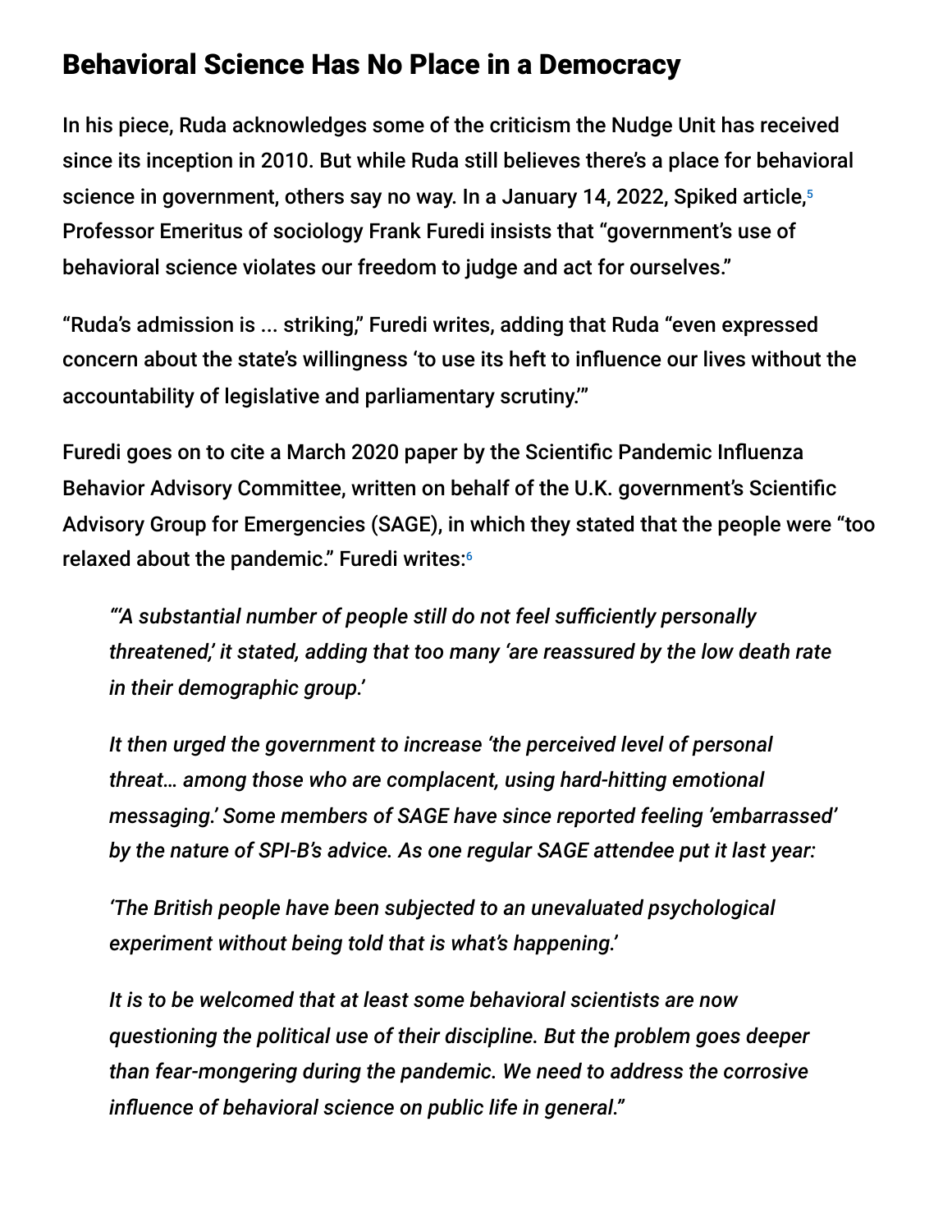## Behavioral Science Has No Place in a Democracy

In his piece, Ruda acknowledges some of the criticism the Nudge Unit has received since its inception in 2010. But while Ruda still believes there's a place for behavioral science in government, others say no way. In a January 14, 2022, Spiked article,[5] Professor Emeritus of sociology Frank Furedi insists that "government's use of behavioral science violates our freedom to judge and act for ourselves."

"Ruda's admission is ... striking," Furedi writes, adding that Ruda "even expressed concern about the state's willingness 'to use its heft to influence our lives without the accountability of legislative and parliamentary scrutiny.'"

Furedi goes on to cite a March 2020 paper by the Scientific Pandemic Influenza Behavior Advisory Committee, written on behalf of the U.K. government's Scientific Advisory Group for Emergencies (SAGE), in which they stated that the people were "too relaxed about the pandemic." Furedi writes:[6]

> *"'A substantial number of people still do not feel sufficiently personally threatened,' it stated, adding that too many 'are reassured by the low death rate in their demographic group.'*
>
> *It then urged the government to increase 'the perceived level of personal threat… among those who are complacent, using hard-hitting emotional messaging.' Some members of SAGE have since reported feeling 'embarrassed' by the nature of SPI-B's advice. As one regular SAGE attendee put it last year:*
>
> *'The British people have been subjected to an unevaluated psychological experiment without being told that is what's happening.'*
>
> *It is to be welcomed that at least some behavioral scientists are now questioning the political use of their discipline. But the problem goes deeper than fear-mongering during the pandemic. We need to address the corrosive influence of behavioral science on public life in general."*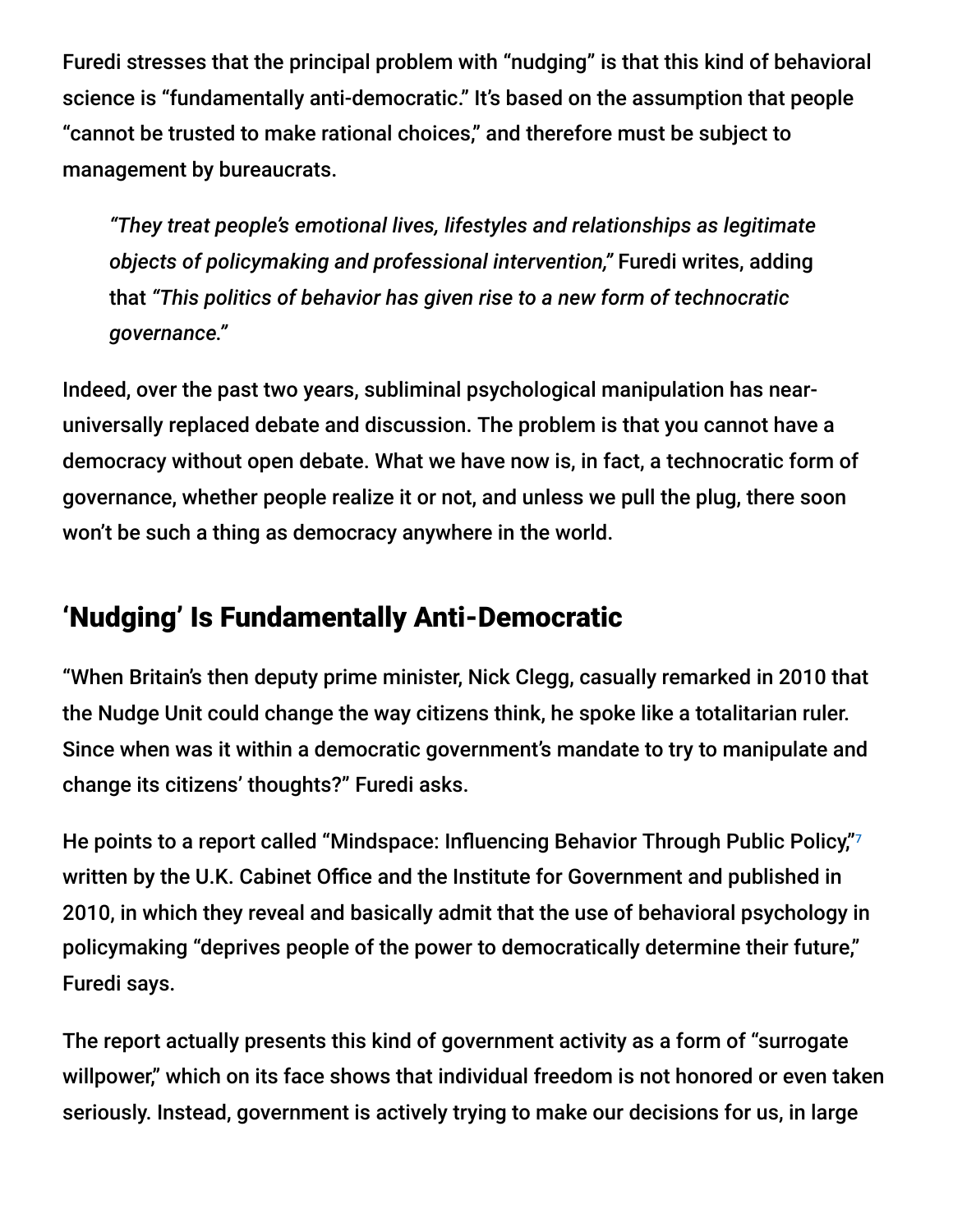Furedi stresses that the principal problem with "nudging" is that this kind of behavioral science is "fundamentally anti-democratic." It's based on the assumption that people "cannot be trusted to make rational choices," and therefore must be subject to management by bureaucrats.

> *"They treat people's emotional lives, lifestyles and relationships as legitimate objects of policymaking and professional intervention,"* Furedi writes, adding that *"This politics of behavior has given rise to a new form of technocratic governance."*

Indeed, over the past two years, subliminal psychological manipulation has near-universally replaced debate and discussion. The problem is that you cannot have a democracy without open debate. What we have now is, in fact, a technocratic form of governance, whether people realize it or not, and unless we pull the plug, there soon won't be such a thing as democracy anywhere in the world.

## 'Nudging' Is Fundamentally Anti-Democratic

"When Britain's then deputy prime minister, Nick Clegg, casually remarked in 2010 that the Nudge Unit could change the way citizens think, he spoke like a totalitarian ruler. Since when was it within a democratic government's mandate to try to manipulate and change its citizens' thoughts?" Furedi asks.

He points to a report called "Mindspace: Influencing Behavior Through Public Policy,"[7] written by the U.K. Cabinet Office and the Institute for Government and published in 2010, in which they reveal and basically admit that the use of behavioral psychology in policymaking "deprives people of the power to democratically determine their future," Furedi says.

The report actually presents this kind of government activity as a form of "surrogate willpower," which on its face shows that individual freedom is not honored or even taken seriously. Instead, government is actively trying to make our decisions for us, in large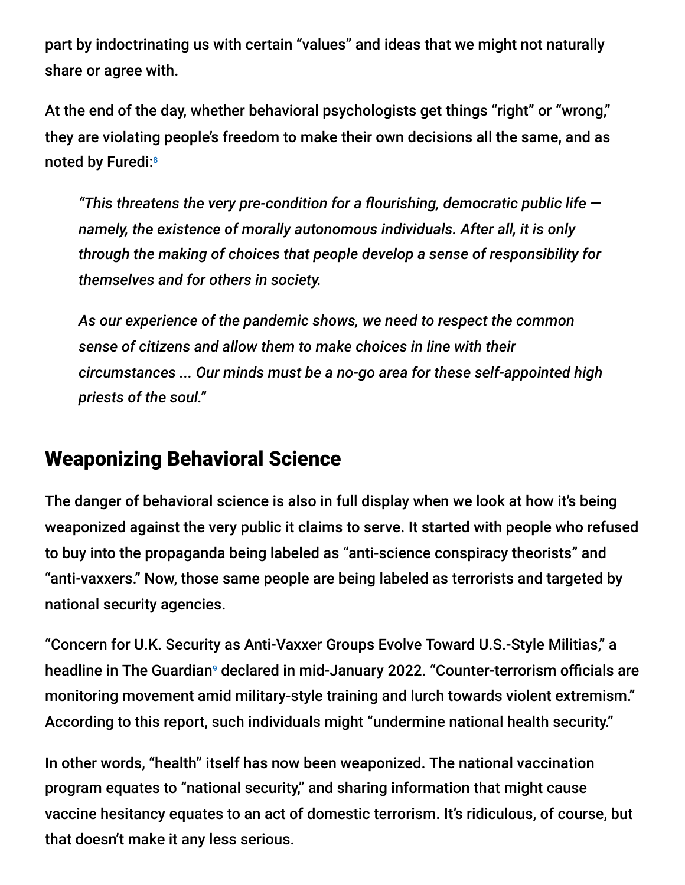part by indoctrinating us with certain "values" and ideas that we might not naturally share or agree with.

At the end of the day, whether behavioral psychologists get things "right" or "wrong," they are violating people's freedom to make their own decisions all the same, and as noted by Furedi:[8]

> *"This threatens the very pre-condition for a flourishing, democratic public life — namely, the existence of morally autonomous individuals. After all, it is only through the making of choices that people develop a sense of responsibility for themselves and for others in society.*
>
> *As our experience of the pandemic shows, we need to respect the common sense of citizens and allow them to make choices in line with their circumstances ... Our minds must be a no-go area for these self-appointed high priests of the soul."*

## Weaponizing Behavioral Science

The danger of behavioral science is also in full display when we look at how it's being weaponized against the very public it claims to serve. It started with people who refused to buy into the propaganda being labeled as "anti-science conspiracy theorists" and "anti-vaxxers." Now, those same people are being labeled as terrorists and targeted by national security agencies.

"Concern for U.K. Security as Anti-Vaxxer Groups Evolve Toward U.S.-Style Militias," a headline in The Guardian[9] declared in mid-January 2022. "Counter-terrorism officials are monitoring movement amid military-style training and lurch towards violent extremism." According to this report, such individuals might "undermine national health security."

In other words, "health" itself has now been weaponized. The national vaccination program equates to "national security," and sharing information that might cause vaccine hesitancy equates to an act of domestic terrorism. It's ridiculous, of course, but that doesn't make it any less serious.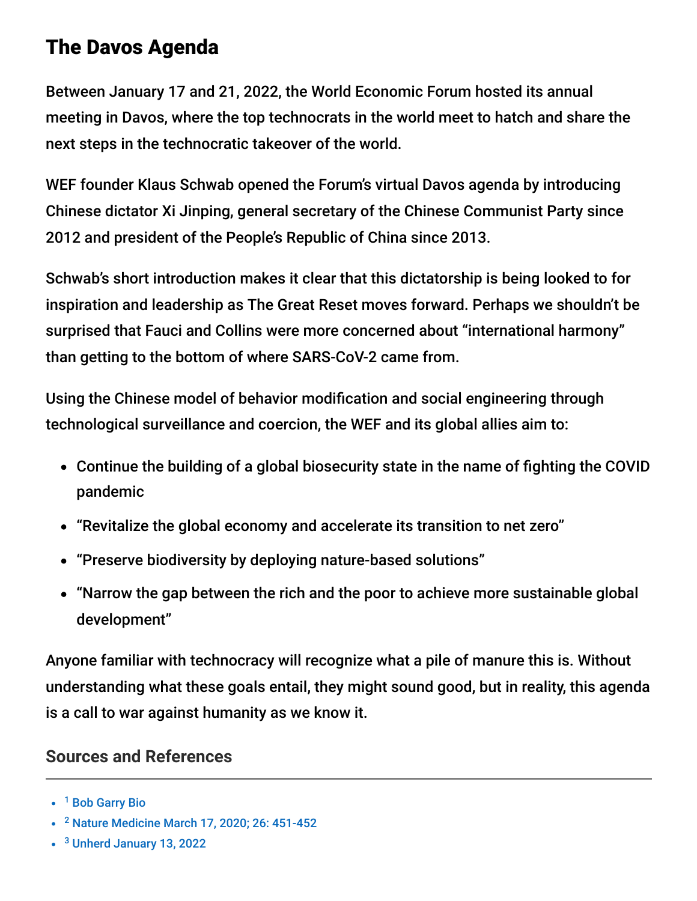## The Davos Agenda

Between January 17 and 21, 2022, the World Economic Forum hosted its annual meeting in Davos, where the top technocrats in the world meet to hatch and share the next steps in the technocratic takeover of the world.

WEF founder Klaus Schwab opened the Forum's virtual Davos agenda by introducing Chinese dictator Xi Jinping, general secretary of the Chinese Communist Party since 2012 and president of the People's Republic of China since 2013.

Schwab's short introduction makes it clear that this dictatorship is being looked to for inspiration and leadership as The Great Reset moves forward. Perhaps we shouldn't be surprised that Fauci and Collins were more concerned about "international harmony" than getting to the bottom of where SARS-CoV-2 came from.

Using the Chinese model of behavior modification and social engineering through technological surveillance and coercion, the WEF and its global allies aim to:

- Continue the building of a global biosecurity state in the name of fighting the COVID pandemic
- "Revitalize the global economy and accelerate its transition to net zero"
- "Preserve biodiversity by deploying nature-based solutions"
- "Narrow the gap between the rich and the poor to achieve more sustainable global development"

Anyone familiar with technocracy will recognize what a pile of manure this is. Without understanding what these goals entail, they might sound good, but in reality, this agenda is a call to war against humanity as we know it.

### Sources and References

- [1] Bob Garry Bio
- [2] Nature Medicine March 17, 2020; 26: 451-452
- [3] Unherd January 13, 2022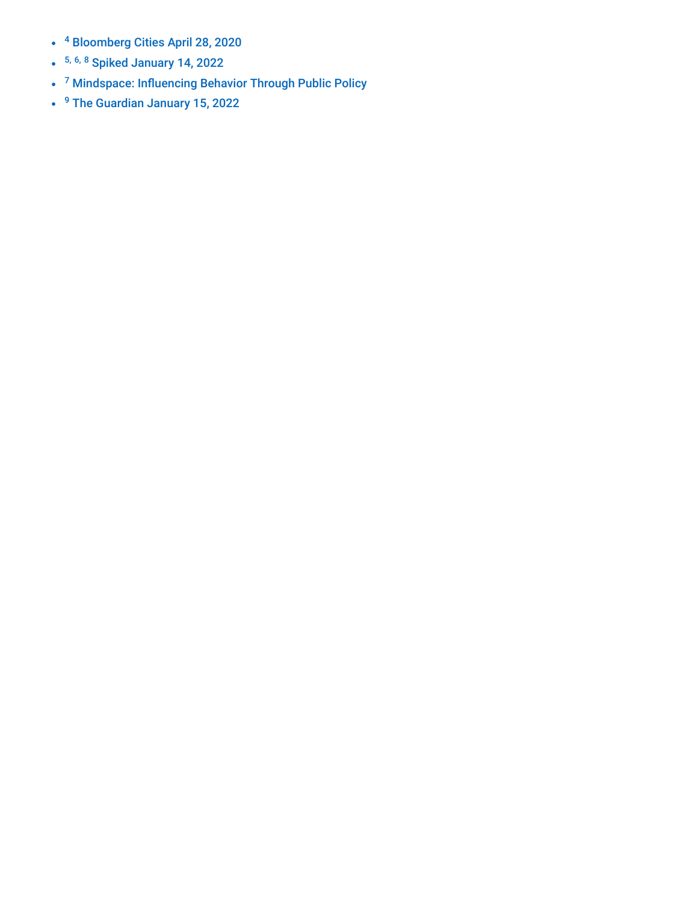- [4] Bloomberg Cities April 28, 2020
- [5, 6, 8] Spiked January 14, 2022
- [7] Mindspace: Influencing Behavior Through Public Policy
- [9] The Guardian January 15, 2022